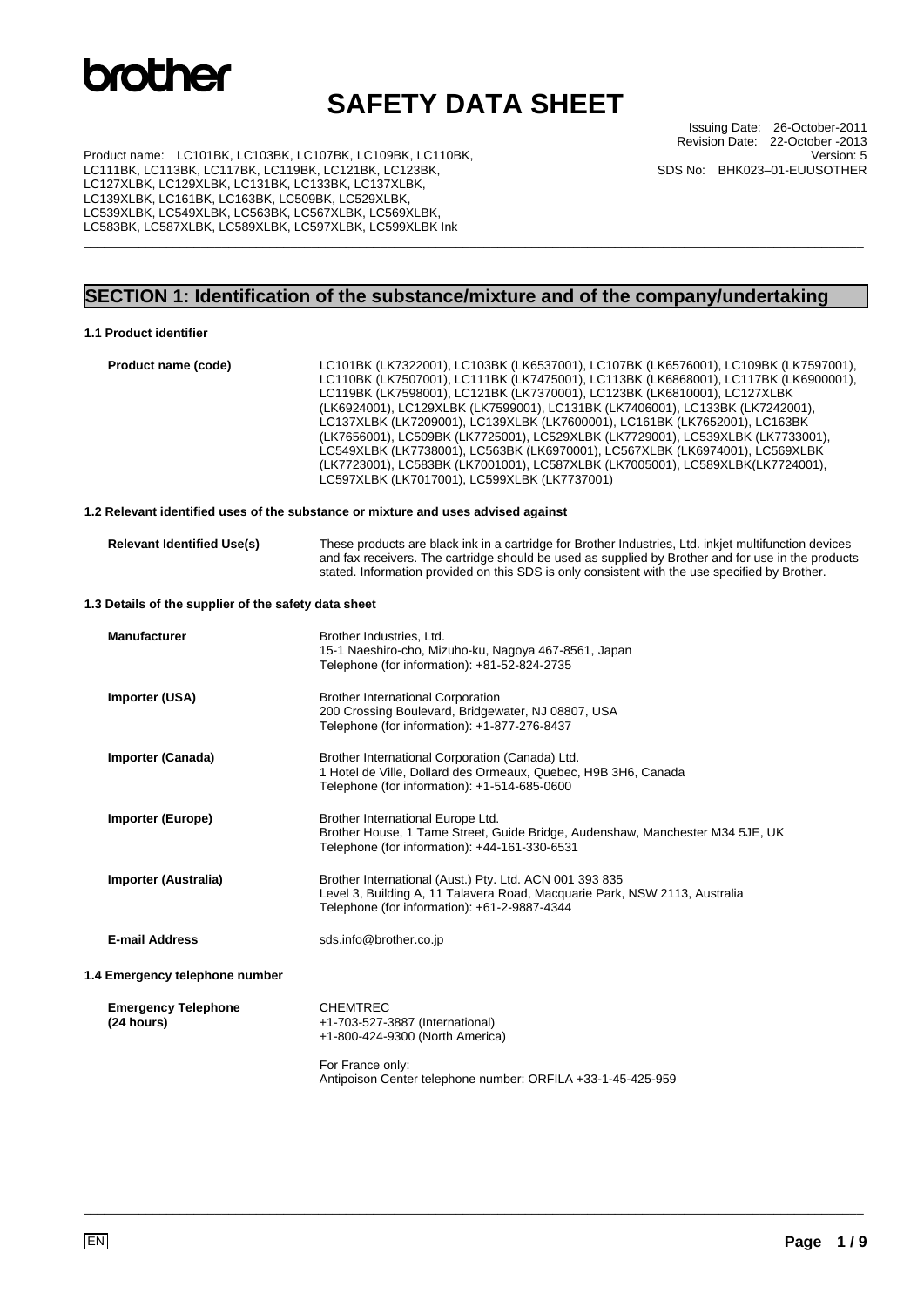# SAFETY DATA SHEET

Product name: LC101BK, LC103BK, LC107BK, LC109BK, LC110BK, LC111BK, LC113BK, LC117BK, LC119BK, LC121BK, LC123BK, LC127XLBK, LC129XLBK, LC131BK, LC133BK, LC137XLBK, LC139XLBK, LC161BK, LC163BK, LC509BK, LC529XLBK, LC539XLBK, LC549XLBK, LC563BK, LC567XLBK, LC569XLBK, LC583BK, LC587XLBK, LC589XLBK, LC597XLBK, LC599XLBK Ink

Issuing Date: 26-October-2011
Revision Date: 22-October -2013
Version: 5
SDS No: BHK023–01-EUUSOTHER

## SECTION 1: Identification of the substance/mixture and of the company/undertaking

### 1.1 Product identifier

**Product name (code)** LC101BK (LK7322001), LC103BK (LK6537001), LC107BK (LK6576001), LC109BK (LK7597001), LC110BK (LK7507001), LC111BK (LK7475001), LC113BK (LK6868001), LC117BK (LK6900001), LC119BK (LK7598001), LC121BK (LK7370001), LC123BK (LK6810001), LC127XLBK (LK6924001), LC129XLBK (LK7599001), LC131BK (LK7406001), LC133BK (LK7242001), LC137XLBK (LK7209001), LC139XLBK (LK7600001), LC161BK (LK7652001), LC163BK (LK7656001), LC509BK (LK7725001), LC529XLBK (LK7729001), LC539XLBK (LK7733001), LC549XLBK (LK7738001), LC563BK (LK6970001), LC567XLBK (LK6974001), LC569XLBK (LK7723001), LC583BK (LK7001001), LC587XLBK (LK7005001), LC589XLBK(LK7724001), LC597XLBK (LK7017001), LC599XLBK (LK7737001)

### 1.2 Relevant identified uses of the substance or mixture and uses advised against

**Relevant Identified Use(s)** These products are black ink in a cartridge for Brother Industries, Ltd. inkjet multifunction devices and fax receivers. The cartridge should be used as supplied by Brother and for use in the products stated. Information provided on this SDS is only consistent with the use specified by Brother.

### 1.3 Details of the supplier of the safety data sheet

**Manufacturer**
Brother Industries, Ltd.
15-1 Naeshiro-cho, Mizuho-ku, Nagoya 467-8561, Japan
Telephone (for information): +81-52-824-2735

**Importer (USA)**
Brother International Corporation
200 Crossing Boulevard, Bridgewater, NJ 08807, USA
Telephone (for information): +1-877-276-8437

**Importer (Canada)**
Brother International Corporation (Canada) Ltd.
1 Hotel de Ville, Dollard des Ormeaux, Quebec, H9B 3H6, Canada
Telephone (for information): +1-514-685-0600

**Importer (Europe)**
Brother International Europe Ltd.
Brother House, 1 Tame Street, Guide Bridge, Audenshaw, Manchester M34 5JE, UK
Telephone (for information): +44-161-330-6531

**Importer (Australia)**
Brother International (Aust.) Pty. Ltd. ACN 001 393 835
Level 3, Building A, 11 Talavera Road, Macquarie Park, NSW 2113, Australia
Telephone (for information): +61-2-9887-4344

**E-mail Address** sds.info@brother.co.jp

### 1.4 Emergency telephone number

**Emergency Telephone (24 hours)**
CHEMTREC
+1-703-527-3887 (International)
+1-800-424-9300 (North America)

For France only:
Antipoison Center telephone number: ORFILA +33-1-45-425-959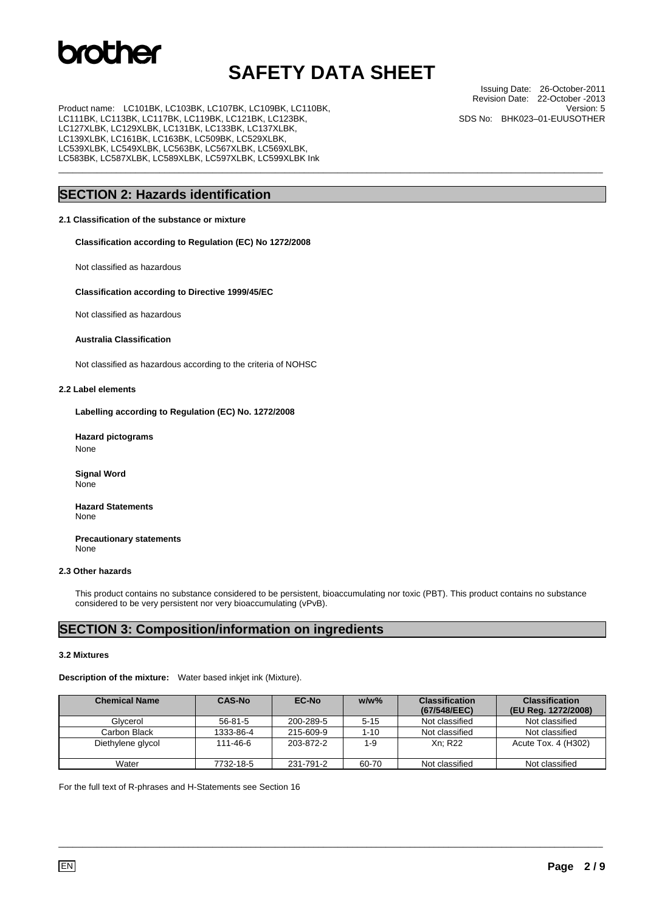## SECTION 2: Hazards identification

### 2.1 Classification of the substance or mixture

**Classification according to Regulation (EC) No 1272/2008**

Not classified as hazardous

**Classification according to Directive 1999/45/EC**

Not classified as hazardous

**Australia Classification**

Not classified as hazardous according to the criteria of NOHSC

### 2.2 Label elements

**Labelling according to Regulation (EC) No. 1272/2008**

**Hazard pictograms**
None

**Signal Word**
None

**Hazard Statements**
None

**Precautionary statements**
None

### 2.3 Other hazards

This product contains no substance considered to be persistent, bioaccumulating nor toxic (PBT). This product contains no substance considered to be very persistent nor very bioaccumulating (vPvB).

## SECTION 3: Composition/information on ingredients

### 3.2 Mixtures

**Description of the mixture:** Water based inkjet ink (Mixture).

| Chemical Name | CAS-No | EC-No | w/w% | Classification (67/548/EEC) | Classification (EU Reg. 1272/2008) |
|---|---|---|---|---|---|
| Glycerol | 56-81-5 | 200-289-5 | 5-15 | Not classified | Not classified |
| Carbon Black | 1333-86-4 | 215-609-9 | 1-10 | Not classified | Not classified |
| Diethylene glycol | 111-46-6 | 203-872-2 | 1-9 | Xn; R22 | Acute Tox. 4 (H302) |
| Water | 7732-18-5 | 231-791-2 | 60-70 | Not classified | Not classified |

For the full text of R-phrases and H-Statements see Section 16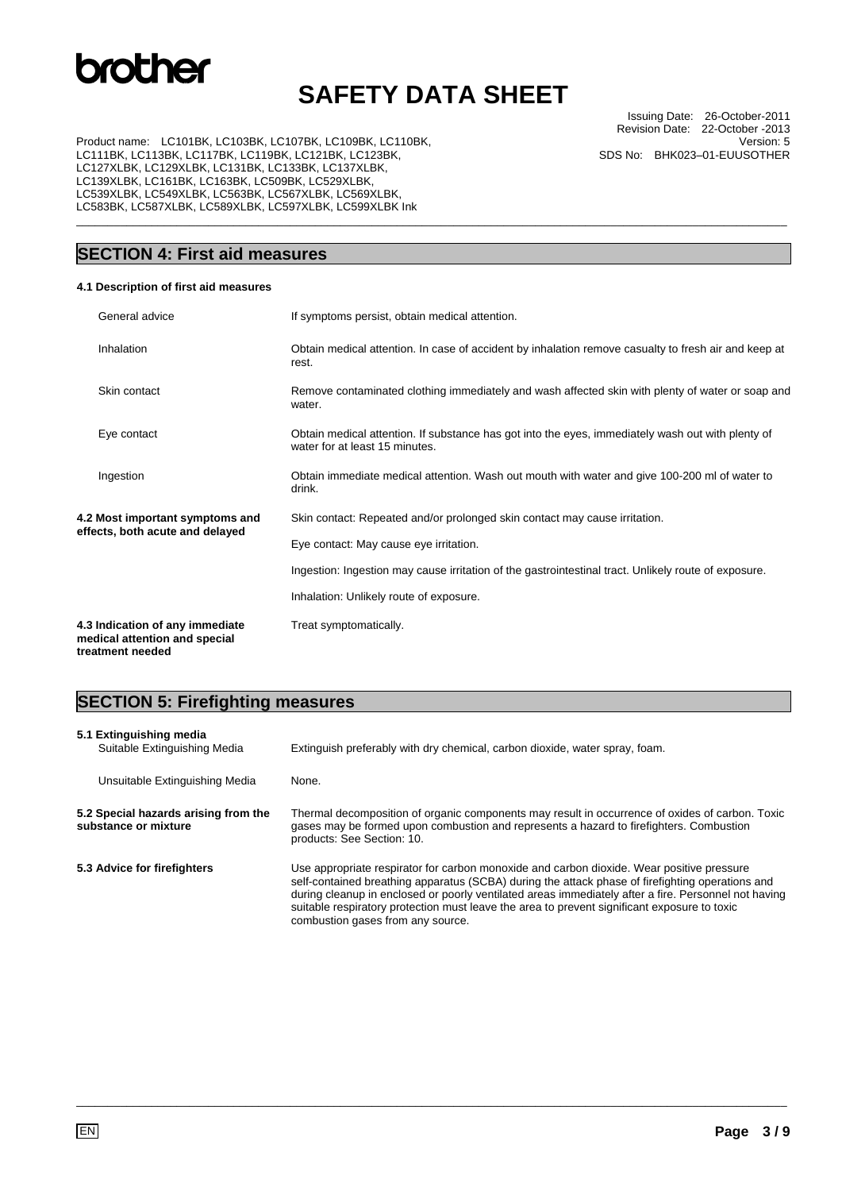## SECTION 4: First aid measures

**4.1 Description of first aid measures**

| | |
|---|---|
| General advice | If symptoms persist, obtain medical attention. |
| Inhalation | Obtain medical attention. In case of accident by inhalation remove casualty to fresh air and keep at rest. |
| Skin contact | Remove contaminated clothing immediately and wash affected skin with plenty of water or soap and water. |
| Eye contact | Obtain medical attention. If substance has got into the eyes, immediately wash out with plenty of water for at least 15 minutes. |
| Ingestion | Obtain immediate medical attention. Wash out mouth with water and give 100-200 ml of water to drink. |

**4.2 Most important symptoms and effects, both acute and delayed**

Skin contact: Repeated and/or prolonged skin contact may cause irritation.

Eye contact: May cause eye irritation.

Ingestion: Ingestion may cause irritation of the gastrointestinal tract. Unlikely route of exposure.

Inhalation: Unlikely route of exposure.

**4.3 Indication of any immediate medical attention and special treatment needed**

Treat symptomatically.

## SECTION 5: Firefighting measures

**5.1 Extinguishing media**

| | |
|---|---|
| Suitable Extinguishing Media | Extinguish preferably with dry chemical, carbon dioxide, water spray, foam. |
| Unsuitable Extinguishing Media | None. |

**5.2 Special hazards arising from the substance or mixture**

Thermal decomposition of organic components may result in occurrence of oxides of carbon. Toxic gases may be formed upon combustion and represents a hazard to firefighters. Combustion products: See Section: 10.

**5.3 Advice for firefighters**

Use appropriate respirator for carbon monoxide and carbon dioxide. Wear positive pressure self-contained breathing apparatus (SCBA) during the attack phase of firefighting operations and during cleanup in enclosed or poorly ventilated areas immediately after a fire. Personnel not having suitable respiratory protection must leave the area to prevent significant exposure to toxic combustion gases from any source.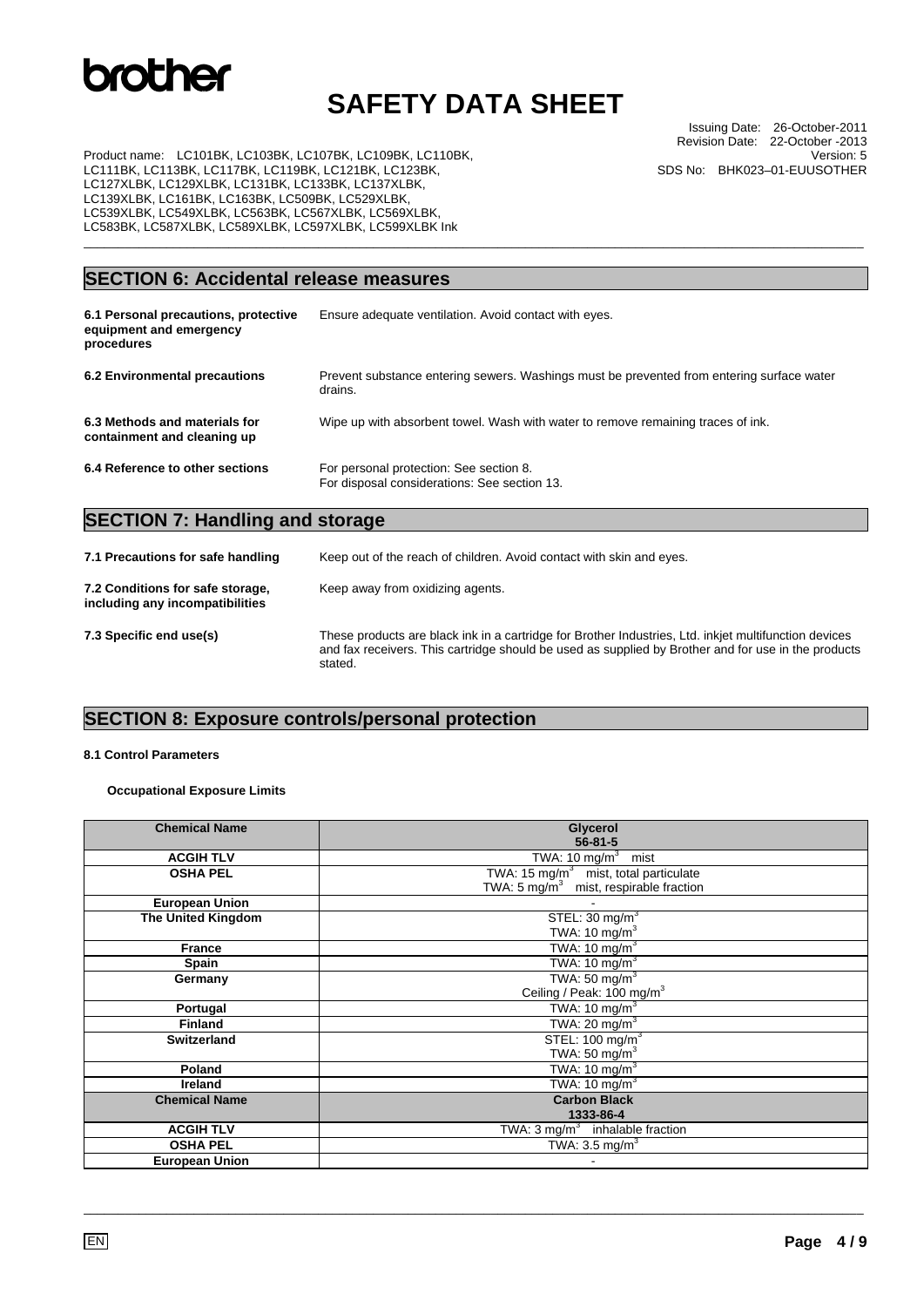## SECTION 6: Accidental release measures

**6.1 Personal precautions, protective equipment and emergency procedures**
Ensure adequate ventilation. Avoid contact with eyes.

**6.2 Environmental precautions**
Prevent substance entering sewers. Washings must be prevented from entering surface water drains.

**6.3 Methods and materials for containment and cleaning up**
Wipe up with absorbent towel. Wash with water to remove remaining traces of ink.

**6.4 Reference to other sections**
For personal protection: See section 8.
For disposal considerations: See section 13.

## SECTION 7: Handling and storage

**7.1 Precautions for safe handling**
Keep out of the reach of children. Avoid contact with skin and eyes.

**7.2 Conditions for safe storage, including any incompatibilities**
Keep away from oxidizing agents.

**7.3 Specific end use(s)**
These products are black ink in a cartridge for Brother Industries, Ltd. inkjet multifunction devices and fax receivers. This cartridge should be used as supplied by Brother and for use in the products stated.

## SECTION 8: Exposure controls/personal protection

#### 8.1 Control Parameters

**Occupational Exposure Limits**

| Chemical Name | Glycerol 56-81-5 |
|---|---|
| ACGIH TLV | TWA: 10 mg/m$^3$ mist |
| OSHA PEL | TWA: 15 mg/m$^3$ mist, total particulate<br>TWA: 5 mg/m$^3$ mist, respirable fraction |
| European Union | - |
| The United Kingdom | STEL: 30 mg/m$^3$<br>TWA: 10 mg/m$^3$ |
| France | TWA: 10 mg/m$^3$ |
| Spain | TWA: 10 mg/m$^3$ |
| Germany | TWA: 50 mg/m$^3$<br>Ceiling / Peak: 100 mg/m$^3$ |
| Portugal | TWA: 10 mg/m$^3$ |
| Finland | TWA: 20 mg/m$^3$ |
| Switzerland | STEL: 100 mg/m$^3$<br>TWA: 50 mg/m$^3$ |
| Poland | TWA: 10 mg/m$^3$ |
| Ireland | TWA: 10 mg/m$^3$ |
| **Chemical Name** | **Carbon Black 1333-86-4** |
| ACGIH TLV | TWA: 3 mg/m$^3$ inhalable fraction |
| OSHA PEL | TWA: 3.5 mg/m$^3$ |
| European Union | - |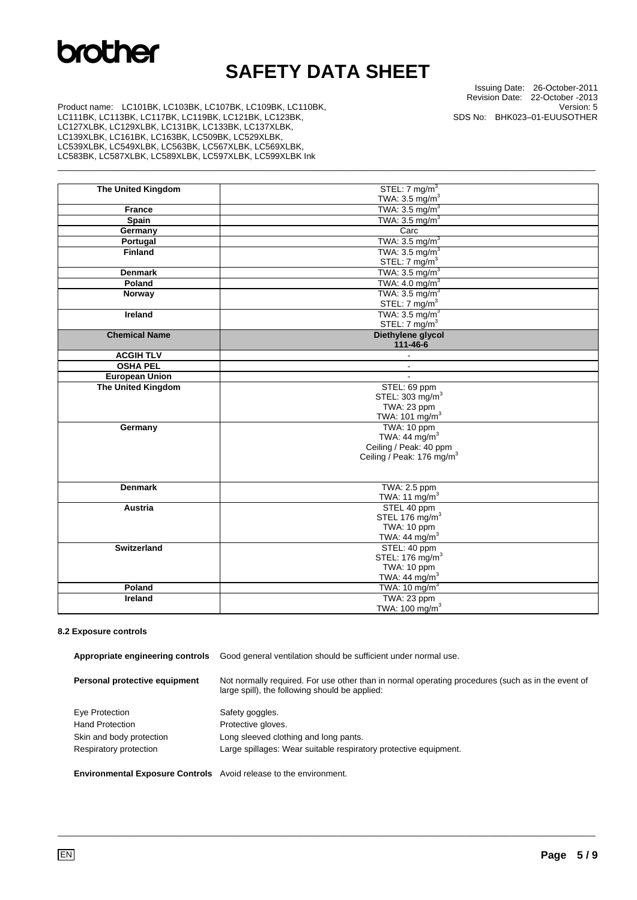| The United Kingdom | STEL: 7 mg/m$^3$<br>TWA: 3.5 mg/m$^3$ |
|---|---|
| France | TWA: 3.5 mg/m$^3$ |
| Spain | TWA: 3.5 mg/m$^3$ |
| Germany | Carc |
| Portugal | TWA: 3.5 mg/m$^3$ |
| Finland | TWA: 3.5 mg/m$^3$<br>STEL: 7 mg/m$^3$ |
| Denmark | TWA: 3.5 mg/m$^3$ |
| Poland | TWA: 4.0 mg/m$^3$ |
| Norway | TWA: 3.5 mg/m$^3$<br>STEL: 7 mg/m$^3$ |
| Ireland | TWA: 3.5 mg/m$^3$<br>STEL: 7 mg/m$^3$ |
| **Chemical Name** | **Diethylene glycol<br>111-46-6** |
| ACGIH TLV | - |
| OSHA PEL | - |
| European Union | - |
| The United Kingdom | STEL: 69 ppm<br>STEL: 303 mg/m$^3$<br>TWA: 23 ppm<br>TWA: 101 mg/m$^3$ |
| Germany | TWA: 10 ppm<br>TWA: 44 mg/m$^3$<br>Ceiling / Peak: 40 ppm<br>Ceiling / Peak: 176 mg/m$^3$ |
| Denmark | TWA: 2.5 ppm<br>TWA: 11 mg/m$^3$ |
| Austria | STEL 40 ppm<br>STEL 176 mg/m$^3$<br>TWA: 10 ppm<br>TWA: 44 mg/m$^3$ |
| Switzerland | STEL: 40 ppm<br>STEL: 176 mg/m$^3$<br>TWA: 10 ppm<br>TWA: 44 mg/m$^3$ |
| Poland | TWA: 10 mg/m$^3$ |
| Ireland | TWA: 23 ppm<br>TWA: 100 mg/m$^3$ |

#### 8.2 Exposure controls

**Appropriate engineering controls** Good general ventilation should be sufficient under normal use.

**Personal protective equipment** Not normally required. For use other than in normal operating procedures (such as in the event of large spill), the following should be applied:

Eye Protection: Safety goggles.
Hand Protection: Protective gloves.
Skin and body protection: Long sleeved clothing and long pants.
Respiratory protection: Large spillages: Wear suitable respiratory protective equipment.

**Environmental Exposure Controls** Avoid release to the environment.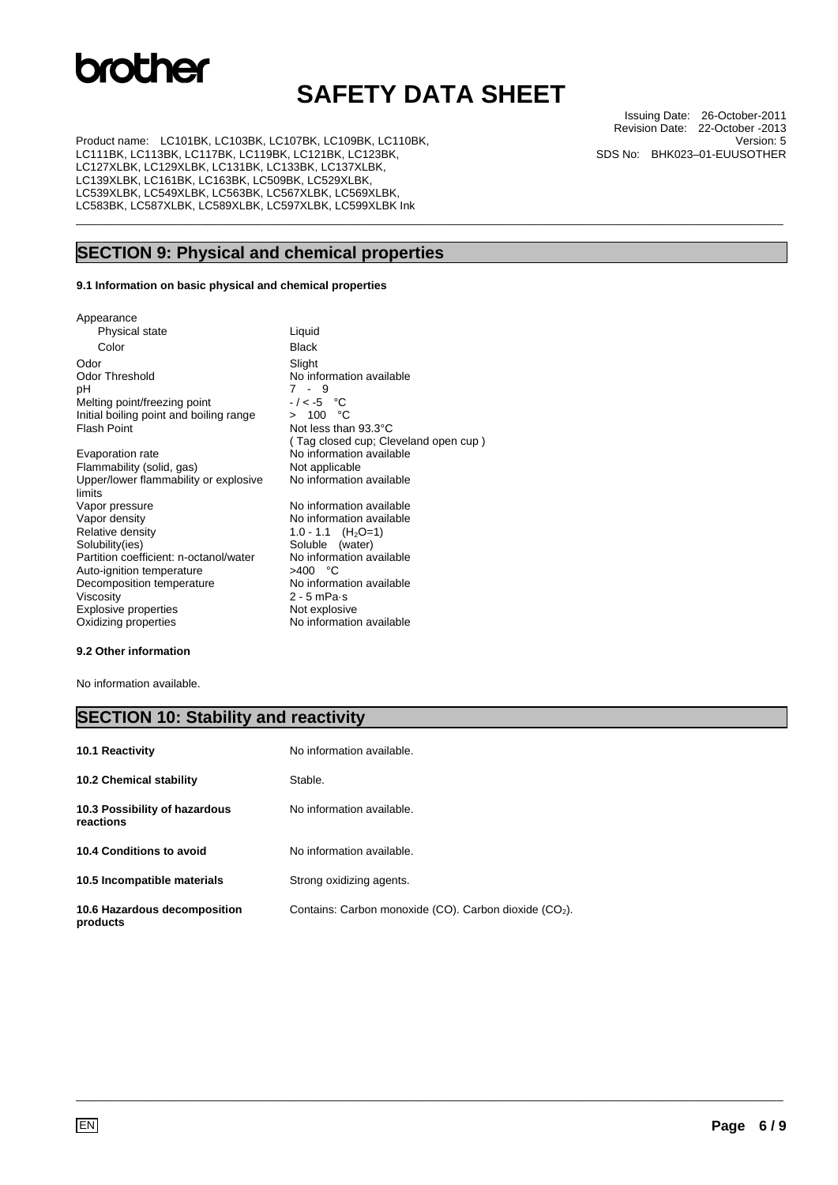## SECTION 9: Physical and chemical properties

### 9.1 Information on basic physical and chemical properties

| Property | Value |
|---|---|
| Appearance | |
| Physical state | Liquid |
| Color | Black |
| Odor | Slight |
| Odor Threshold | No information available |
| pH | 7 - 9 |
| Melting point/freezing point | - / < -5 °C |
| Initial boiling point and boiling range | > 100 °C |
| Flash Point | Not less than 93.3°C ( Tag closed cup; Cleveland open cup ) |
| Evaporation rate | No information available |
| Flammability (solid, gas) | Not applicable |
| Upper/lower flammability or explosive limits | No information available |
| Vapor pressure | No information available |
| Vapor density | No information available |
| Relative density | 1.0 - 1.1 ($H_2O$=1) |
| Solubility(ies) | Soluble (water) |
| Partition coefficient: n-octanol/water | No information available |
| Auto-ignition temperature | >400 °C |
| Decomposition temperature | No information available |
| Viscosity | 2 - 5 mPa·s |
| Explosive properties | Not explosive |
| Oxidizing properties | No information available |

### 9.2 Other information

No information available.

## SECTION 10: Stability and reactivity

| | |
|---|---|
| **10.1 Reactivity** | No information available. |
| **10.2 Chemical stability** | Stable. |
| **10.3 Possibility of hazardous reactions** | No information available. |
| **10.4 Conditions to avoid** | No information available. |
| **10.5 Incompatible materials** | Strong oxidizing agents. |
| **10.6 Hazardous decomposition products** | Contains: Carbon monoxide (CO). Carbon dioxide ($CO_2$). |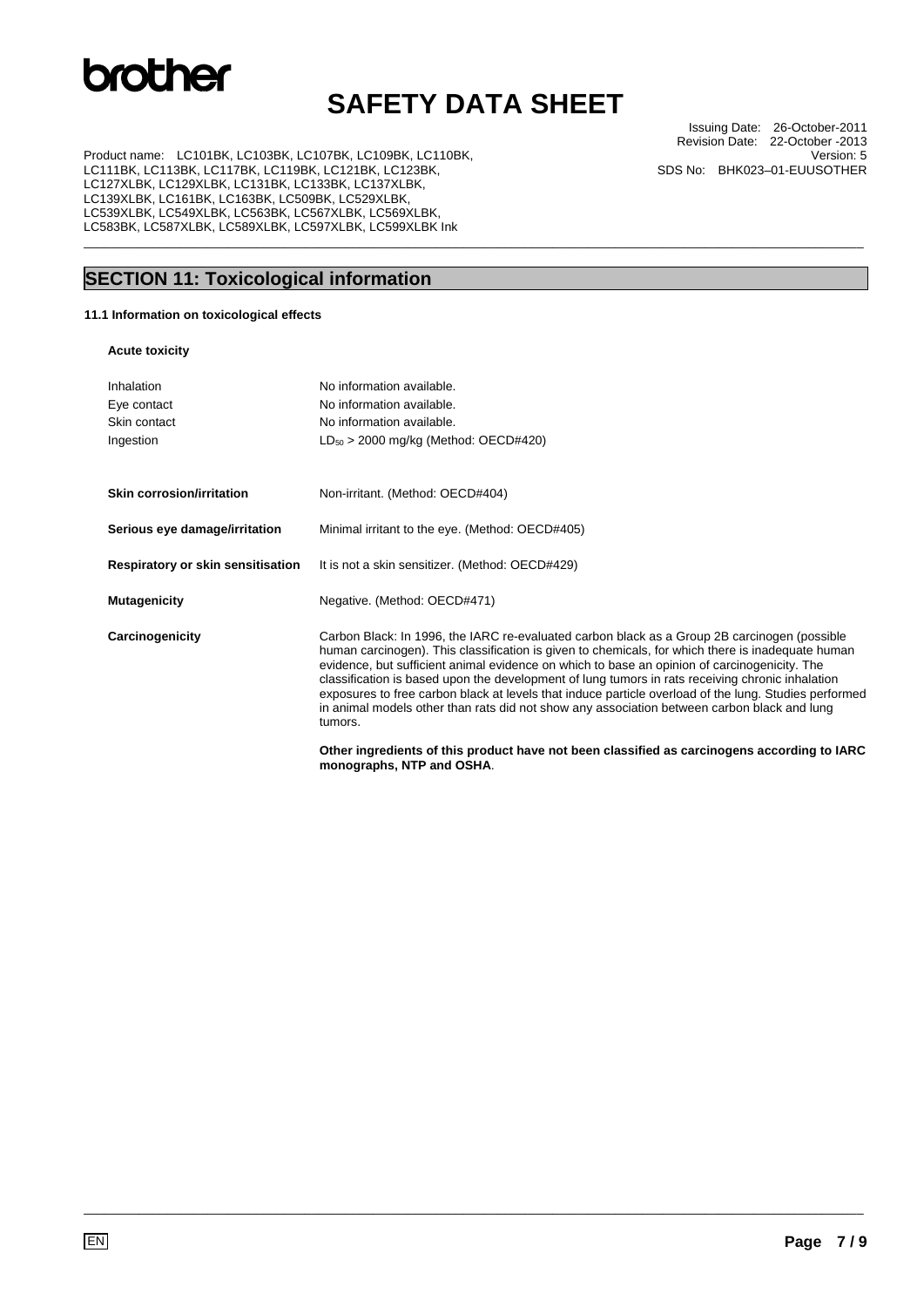## SECTION 11: Toxicological information

**11.1 Information on toxicological effects**

**Acute toxicity**

| | |
|---|---|
| Inhalation | No information available. |
| Eye contact | No information available. |
| Skin contact | No information available. |
| Ingestion | $LD_{50}$ > 2000 mg/kg (Method: OECD#420) |

| | |
|---|---|
| **Skin corrosion/irritation** | Non-irritant. (Method: OECD#404) |
| **Serious eye damage/irritation** | Minimal irritant to the eye. (Method: OECD#405) |
| **Respiratory or skin sensitisation** | It is not a skin sensitizer. (Method: OECD#429) |
| **Mutagenicity** | Negative. (Method: OECD#471) |
| **Carcinogenicity** | Carbon Black: In 1996, the IARC re-evaluated carbon black as a Group 2B carcinogen (possible human carcinogen). This classification is given to chemicals, for which there is inadequate human evidence, but sufficient animal evidence on which to base an opinion of carcinogenicity. The classification is based upon the development of lung tumors in rats receiving chronic inhalation exposures to free carbon black at levels that induce particle overload of the lung. Studies performed in animal models other than rats did not show any association between carbon black and lung tumors. |

**Other ingredients of this product have not been classified as carcinogens according to IARC monographs, NTP and OSHA**.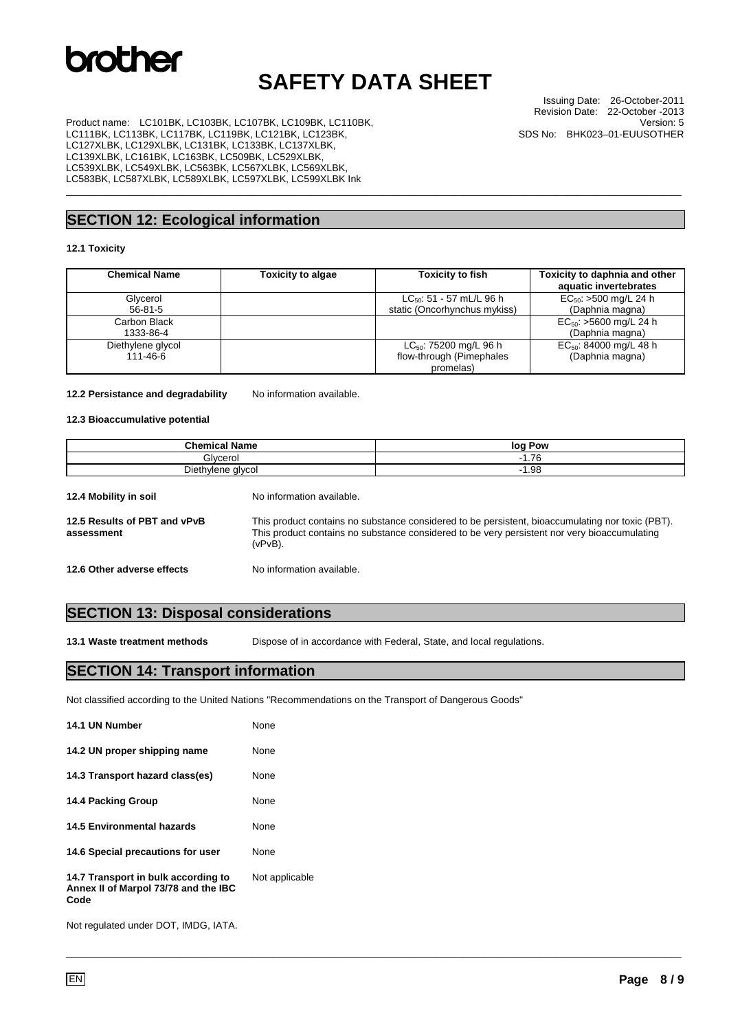## SECTION 12: Ecological information

**12.1 Toxicity**

| Chemical Name | Toxicity to algae | Toxicity to fish | Toxicity to daphnia and other aquatic invertebrates |
|---|---|---|---|
| Glycerol 56-81-5 | | $LC_{50}$: 51 - 57 mL/L 96 h static (Oncorhynchus mykiss) | $EC_{50}$: >500 mg/L 24 h (Daphnia magna) |
| Carbon Black 1333-86-4 | | | $EC_{50}$: >5600 mg/L 24 h (Daphnia magna) |
| Diethylene glycol 111-46-6 | | $LC_{50}$: 75200 mg/L 96 h flow-through (Pimephales promelas) | $EC_{50}$: 84000 mg/L 48 h (Daphnia magna) |

**12.2 Persistance and degradability** No information available.

**12.3 Bioaccumulative potential**

| Chemical Name | log Pow |
|---|---|
| Glycerol | -1.76 |
| Diethylene glycol | -1.98 |

**12.4 Mobility in soil** No information available.

**12.5 Results of PBT and vPvB assessment** This product contains no substance considered to be persistent, bioaccumulating nor toxic (PBT). This product contains no substance considered to be very persistent nor very bioaccumulating (vPvB).

**12.6 Other adverse effects** No information available.

## SECTION 13: Disposal considerations

**13.1 Waste treatment methods** Dispose of in accordance with Federal, State, and local regulations.

## SECTION 14: Transport information

Not classified according to the United Nations "Recommendations on the Transport of Dangerous Goods"

**14.1 UN Number** None

**14.2 UN proper shipping name** None

**14.3 Transport hazard class(es)** None

**14.4 Packing Group** None

**14.5 Environmental hazards** None

**14.6 Special precautions for user** None

**14.7 Transport in bulk according to Annex II of Marpol 73/78 and the IBC Code** Not applicable

Not regulated under DOT, IMDG, IATA.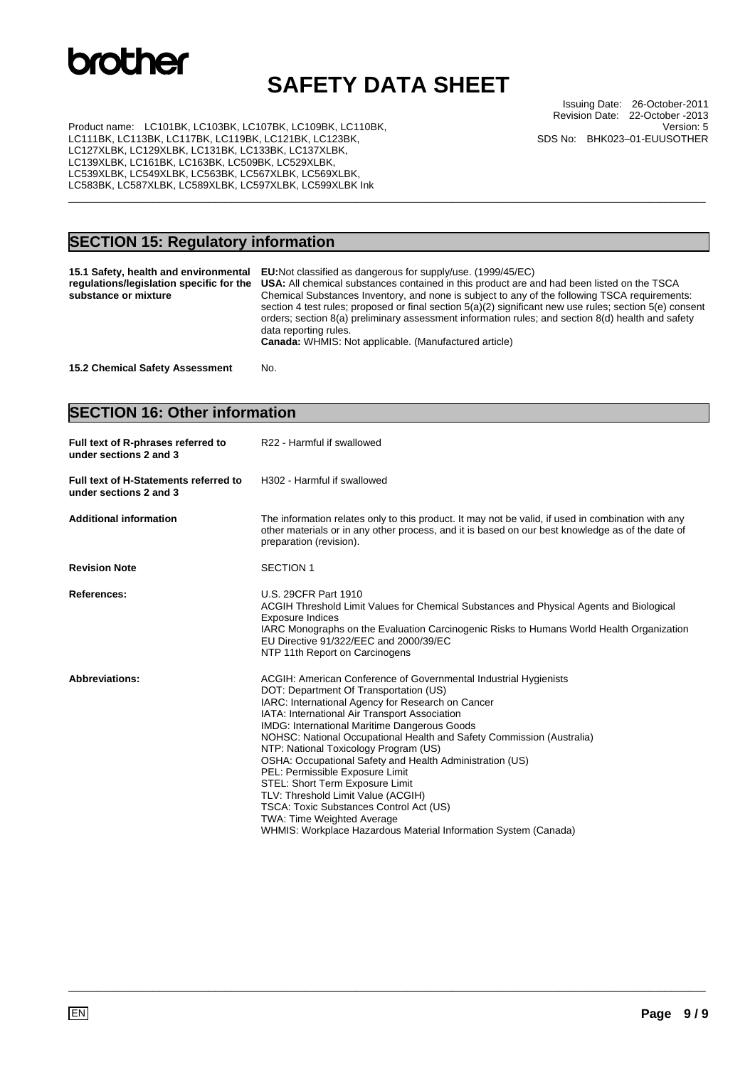## SECTION 15: Regulatory information

| | |
|---|---|
| **15.1 Safety, health and environmental regulations/legislation specific for the substance or mixture** | **EU:** Not classified as dangerous for supply/use. (1999/45/EC)<br>**USA:** All chemical substances contained in this product are and had been listed on the TSCA Chemical Substances Inventory, and none is subject to any of the following TSCA requirements: section 4 test rules; proposed or final section 5(a)(2) significant new use rules; section 5(e) consent orders; section 8(a) preliminary assessment information rules; and section 8(d) health and safety data reporting rules.<br>**Canada:** WHMIS: Not applicable. (Manufactured article) |
| **15.2 Chemical Safety Assessment** | No. |

## SECTION 16: Other information

| | |
|---|---|
| **Full text of R-phrases referred to under sections 2 and 3** | R22 - Harmful if swallowed |
| **Full text of H-Statements referred to under sections 2 and 3** | H302 - Harmful if swallowed |
| **Additional information** | The information relates only to this product. It may not be valid, if used in combination with any other materials or in any other process, and it is based on our best knowledge as of the date of preparation (revision). |
| **Revision Note** | SECTION 1 |
| **References:** | U.S. 29CFR Part 1910<br>ACGIH Threshold Limit Values for Chemical Substances and Physical Agents and Biological Exposure Indices<br>IARC Monographs on the Evaluation Carcinogenic Risks to Humans World Health Organization<br>EU Directive 91/322/EEC and 2000/39/EC<br>NTP 11th Report on Carcinogens |
| **Abbreviations:** | ACGIH: American Conference of Governmental Industrial Hygienists<br>DOT: Department Of Transportation (US)<br>IARC: International Agency for Research on Cancer<br>IATA: International Air Transport Association<br>IMDG: International Maritime Dangerous Goods<br>NOHSC: National Occupational Health and Safety Commission (Australia)<br>NTP: National Toxicology Program (US)<br>OSHA: Occupational Safety and Health Administration (US)<br>PEL: Permissible Exposure Limit<br>STEL: Short Term Exposure Limit<br>TLV: Threshold Limit Value (ACGIH)<br>TSCA: Toxic Substances Control Act (US)<br>TWA: Time Weighted Average<br>WHMIS: Workplace Hazardous Material Information System (Canada) |